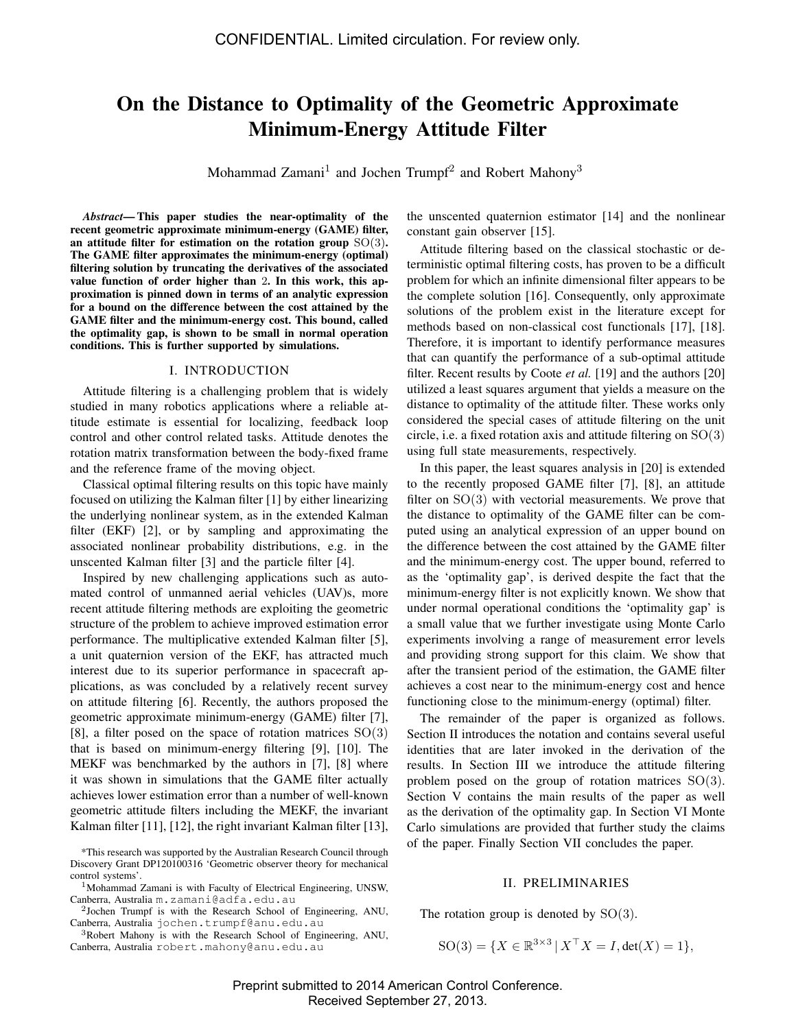# On the Distance to Optimality of the Geometric Approximate Minimum-Energy Attitude Filter

Mohammad Zamani[1] and Jochen Trumpf[2] and Robert Mahony[3]

***Abstract*— This paper studies the near-optimality of the recent geometric approximate minimum-energy (GAME) filter, an attitude filter for estimation on the rotation group $\mathrm{SO}(3)$. The GAME filter approximates the minimum-energy (optimal) filtering solution by truncating the derivatives of the associated value function of order higher than 2. In this work, this approximation is pinned down in terms of an analytic expression for a bound on the difference between the cost attained by the GAME filter and the minimum-energy cost. This bound, called the optimality gap, is shown to be small in normal operation conditions. This is further supported by simulations.**

## I. INTRODUCTION

Attitude filtering is a challenging problem that is widely studied in many robotics applications where a reliable attitude estimate is essential for localizing, feedback loop control and other control related tasks. Attitude denotes the rotation matrix transformation between the body-fixed frame and the reference frame of the moving object.

Classical optimal filtering results on this topic have mainly focused on utilizing the Kalman filter [1] by either linearizing the underlying nonlinear system, as in the extended Kalman filter (EKF) [2], or by sampling and approximating the associated nonlinear probability distributions, e.g. in the unscented Kalman filter [3] and the particle filter [4].

Inspired by new challenging applications such as automated control of unmanned aerial vehicles (UAV)s, more recent attitude filtering methods are exploiting the geometric structure of the problem to achieve improved estimation error performance. The multiplicative extended Kalman filter [5], a unit quaternion version of the EKF, has attracted much interest due to its superior performance in spacecraft applications, as was concluded by a relatively recent survey on attitude filtering [6]. Recently, the authors proposed the geometric approximate minimum-energy (GAME) filter [7], [8], a filter posed on the space of rotation matrices $\mathrm{SO}(3)$ that is based on minimum-energy filtering [9], [10]. The MEKF was benchmarked by the authors in [7], [8] where it was shown in simulations that the GAME filter actually achieves lower estimation error than a number of well-known geometric attitude filters including the MEKF, the invariant Kalman filter [11], [12], the right invariant Kalman filter [13], the unscented quaternion estimator [14] and the nonlinear constant gain observer [15].

Attitude filtering based on the classical stochastic or deterministic optimal filtering costs, has proven to be a difficult problem for which an infinite dimensional filter appears to be the complete solution [16]. Consequently, only approximate solutions of the problem exist in the literature except for methods based on non-classical cost functionals [17], [18]. Therefore, it is important to identify performance measures that can quantify the performance of a sub-optimal attitude filter. Recent results by Coote *et al.* [19] and the authors [20] utilized a least squares argument that yields a measure on the distance to optimality of the attitude filter. These works only considered the special cases of attitude filtering on the unit circle, i.e. a fixed rotation axis and attitude filtering on $\mathrm{SO}(3)$ using full state measurements, respectively.

In this paper, the least squares analysis in [20] is extended to the recently proposed GAME filter [7], [8], an attitude filter on $\mathrm{SO}(3)$ with vectorial measurements. We prove that the distance to optimality of the GAME filter can be computed using an analytical expression of an upper bound on the difference between the cost attained by the GAME filter and the minimum-energy cost. The upper bound, referred to as the 'optimality gap', is derived despite the fact that the minimum-energy filter is not explicitly known. We show that under normal operational conditions the 'optimality gap' is a small value that we further investigate using Monte Carlo experiments involving a range of measurement error levels and providing strong support for this claim. We show that after the transient period of the estimation, the GAME filter achieves a cost near to the minimum-energy cost and hence functioning close to the minimum-energy (optimal) filter.

The remainder of the paper is organized as follows. Section II introduces the notation and contains several useful identities that are later invoked in the derivation of the results. In Section III we introduce the attitude filtering problem posed on the group of rotation matrices $\mathrm{SO}(3)$. Section V contains the main results of the paper as well as the derivation of the optimality gap. In Section VI Monte Carlo simulations are provided that further study the claims of the paper. Finally Section VII concludes the paper.

## II. PRELIMINARIES

The rotation group is denoted by $\mathrm{SO}(3)$.

$$\mathrm{SO}(3) = \{X \in \mathbb{R}^{3\times 3} \,|\, X^\top X = I, \det(X) = 1\},$$

*This research was supported by the Australian Research Council through Discovery Grant DP120100316 'Geometric observer theory for mechanical control systems'.

[1]Mohammad Zamani is with Faculty of Electrical Engineering, UNSW, Canberra, Australia m.zamani@adfa.edu.au

[2]Jochen Trumpf is with the Research School of Engineering, ANU, Canberra, Australia jochen.trumpf@anu.edu.au

[3]Robert Mahony is with the Research School of Engineering, ANU, Canberra, Australia robert.mahony@anu.edu.au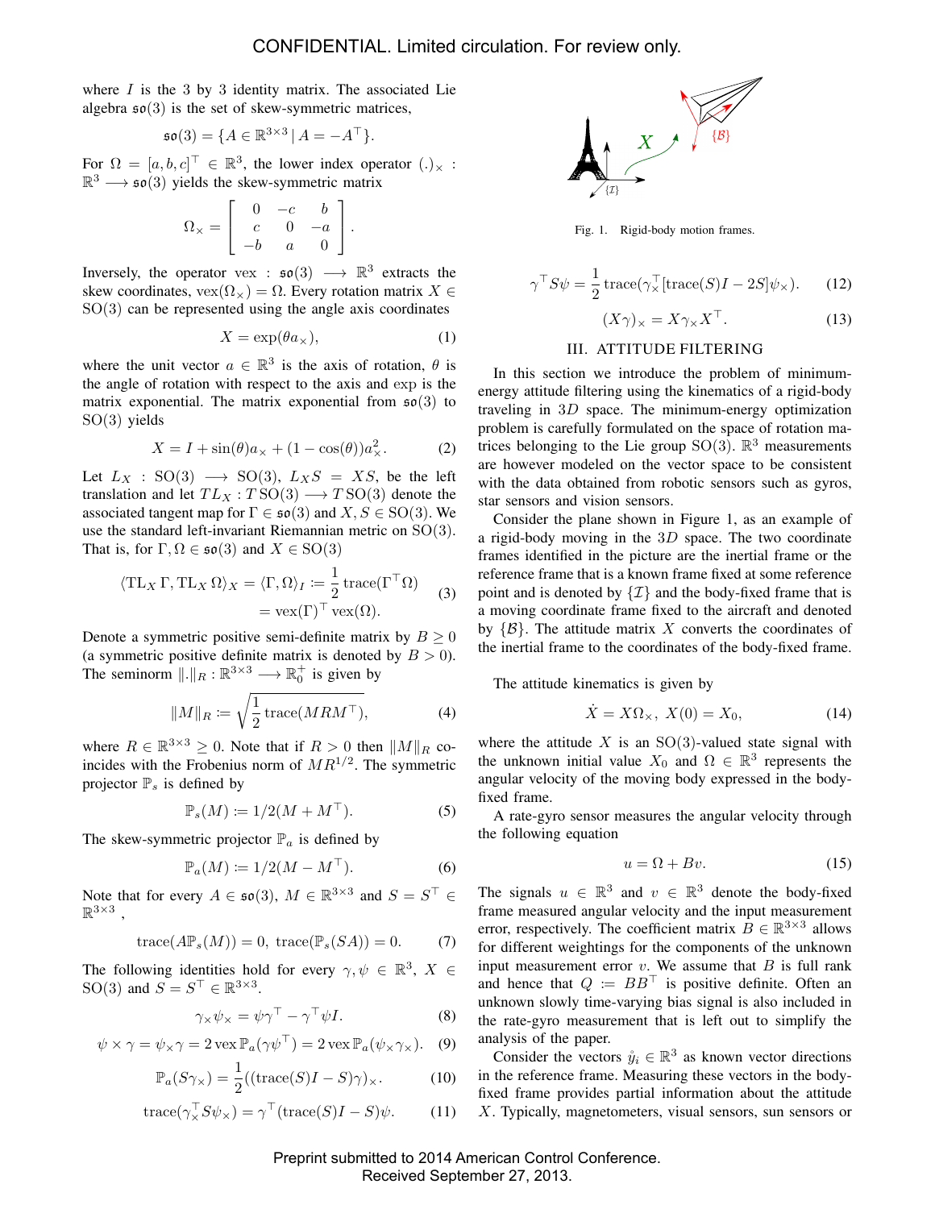where $I$ is the 3 by 3 identity matrix. The associated Lie algebra $\mathfrak{so}(3)$ is the set of skew-symmetric matrices,

$$\mathfrak{so}(3) = \{A \in \mathbb{R}^{3\times 3} \,|\, A = -A^\top\}.$$

For $\Omega = [a, b, c]^\top \in \mathbb{R}^3$, the lower index operator $(.)_\times : \mathbb{R}^3 \longrightarrow \mathfrak{so}(3)$ yields the skew-symmetric matrix

$$\Omega_\times = \begin{bmatrix} 0 & -c & b \\ c & 0 & -a \\ -b & a & 0 \end{bmatrix}.$$

Inversely, the operator $\text{vex} : \mathfrak{so}(3) \longrightarrow \mathbb{R}^3$ extracts the skew coordinates, $\text{vex}(\Omega_\times) = \Omega$. Every rotation matrix $X \in \text{SO}(3)$ can be represented using the angle axis coordinates

$$X = \exp(\theta a_\times), \tag{1}$$

where the unit vector $a \in \mathbb{R}^3$ is the axis of rotation, $\theta$ is the angle of rotation with respect to the axis and exp is the matrix exponential. The matrix exponential from $\mathfrak{so}(3)$ to $\text{SO}(3)$ yields

$$X = I + \sin(\theta) a_\times + (1 - \cos(\theta)) a_\times^2. \tag{2}$$

Let $L_X : \text{SO}(3) \longrightarrow \text{SO}(3)$, $L_X S = XS$, be the left translation and let $TL_X : T\,\text{SO}(3) \longrightarrow T\,\text{SO}(3)$ denote the associated tangent map for $\Gamma \in \mathfrak{so}(3)$ and $X, S \in \text{SO}(3)$. We use the standard left-invariant Riemannian metric on $\text{SO}(3)$. That is, for $\Gamma, \Omega \in \mathfrak{so}(3)$ and $X \in \text{SO}(3)$

$$\begin{aligned} \langle \text{TL}_X \Gamma, \text{TL}_X \Omega \rangle_X = \langle \Gamma, \Omega \rangle_I &:= \frac{1}{2} \text{trace}(\Gamma^\top \Omega) \\ &= \text{vex}(\Gamma)^\top \text{vex}(\Omega). \end{aligned} \tag{3}$$

Denote a symmetric positive semi-definite matrix by $B \geq 0$ (a symmetric positive definite matrix is denoted by $B > 0$). The seminorm $\|.\|_R : \mathbb{R}^{3\times 3} \longrightarrow \mathbb{R}_0^+$ is given by

$$\|M\|_R := \sqrt{\frac{1}{2} \text{trace}(MRM^\top)}, \tag{4}$$

where $R \in \mathbb{R}^{3\times 3} \geq 0$. Note that if $R > 0$ then $\|M\|_R$ coincides with the Frobenius norm of $MR^{1/2}$. The symmetric projector $\mathbb{P}_s$ is defined by

$$\mathbb{P}_s(M) := 1/2(M + M^\top). \tag{5}$$

The skew-symmetric projector $\mathbb{P}_a$ is defined by

$$\mathbb{P}_a(M) := 1/2(M - M^\top). \tag{6}$$

Note that for every $A \in \mathfrak{so}(3)$, $M \in \mathbb{R}^{3\times 3}$ and $S = S^\top \in \mathbb{R}^{3\times 3}$ ,

$$\text{trace}(A\mathbb{P}_s(M)) = 0, \;\; \text{trace}(\mathbb{P}_s(SA)) = 0. \tag{7}$$

The following identities hold for every $\gamma, \psi \in \mathbb{R}^3$, $X \in \text{SO}(3)$ and $S = S^\top \in \mathbb{R}^{3\times 3}$.

$$\gamma_\times \psi_\times = \psi\gamma^\top - \gamma^\top \psi I. \tag{8}$$

$$\psi \times \gamma = \psi_\times \gamma = 2\,\text{vex}\,\mathbb{P}_a(\gamma\psi^\top) = 2\,\text{vex}\,\mathbb{P}_a(\psi_\times \gamma_\times). \tag{9}$$

$$\mathbb{P}_a(S\gamma_\times) = \frac{1}{2}((\text{trace}(S)I - S)\gamma)_\times. \tag{10}$$

$$\text{trace}(\gamma_\times^\top S \psi_\times) = \gamma^\top(\text{trace}(S)I - S)\psi. \tag{11}$$

$$\gamma^\top S \psi = \frac{1}{2} \text{trace}(\gamma_\times^\top [\text{trace}(S)I - 2S]\psi_\times). \tag{12}$$

$$(X\gamma)_\times = X\gamma_\times X^\top. \tag{13}$$

Fig. 1. Rigid-body motion frames.

## III. Attitude Filtering

In this section we introduce the problem of minimum-energy attitude filtering using the kinematics of a rigid-body traveling in $3D$ space. The minimum-energy optimization problem is carefully formulated on the space of rotation matrices belonging to the Lie group $\text{SO}(3)$. $\mathbb{R}^3$ measurements are however modeled on the vector space to be consistent with the data obtained from robotic sensors such as gyros, star sensors and vision sensors.

Consider the plane shown in Figure 1, as an example of a rigid-body moving in the $3D$ space. The two coordinate frames identified in the picture are the inertial frame or the reference frame that is a known frame fixed at some reference point and is denoted by $\{\mathcal{I}\}$ and the body-fixed frame that is a moving coordinate frame fixed to the aircraft and denoted by $\{\mathcal{B}\}$. The attitude matrix $X$ converts the coordinates of the inertial frame to the coordinates of the body-fixed frame.

The attitude kinematics is given by

$$\dot{X} = X\Omega_\times, \;\; X(0) = X_0, \tag{14}$$

where the attitude $X$ is an $\text{SO}(3)$-valued state signal with the unknown initial value $X_0$ and $\Omega \in \mathbb{R}^3$ represents the angular velocity of the moving body expressed in the body-fixed frame.

A rate-gyro sensor measures the angular velocity through the following equation

$$u = \Omega + Bv. \tag{15}$$

The signals $u \in \mathbb{R}^3$ and $v \in \mathbb{R}^3$ denote the body-fixed frame measured angular velocity and the input measurement error, respectively. The coefficient matrix $B \in \mathbb{R}^{3\times 3}$ allows for different weightings for the components of the unknown input measurement error $v$. We assume that $B$ is full rank and hence that $Q := BB^\top$ is positive definite. Often an unknown slowly time-varying bias signal is also included in the rate-gyro measurement that is left out to simplify the analysis of the paper.

Consider the vectors $\mathring{y}_i \in \mathbb{R}^3$ as known vector directions in the reference frame. Measuring these vectors in the body-fixed frame provides partial information about the attitude $X$. Typically, magnetometers, visual sensors, sun sensors or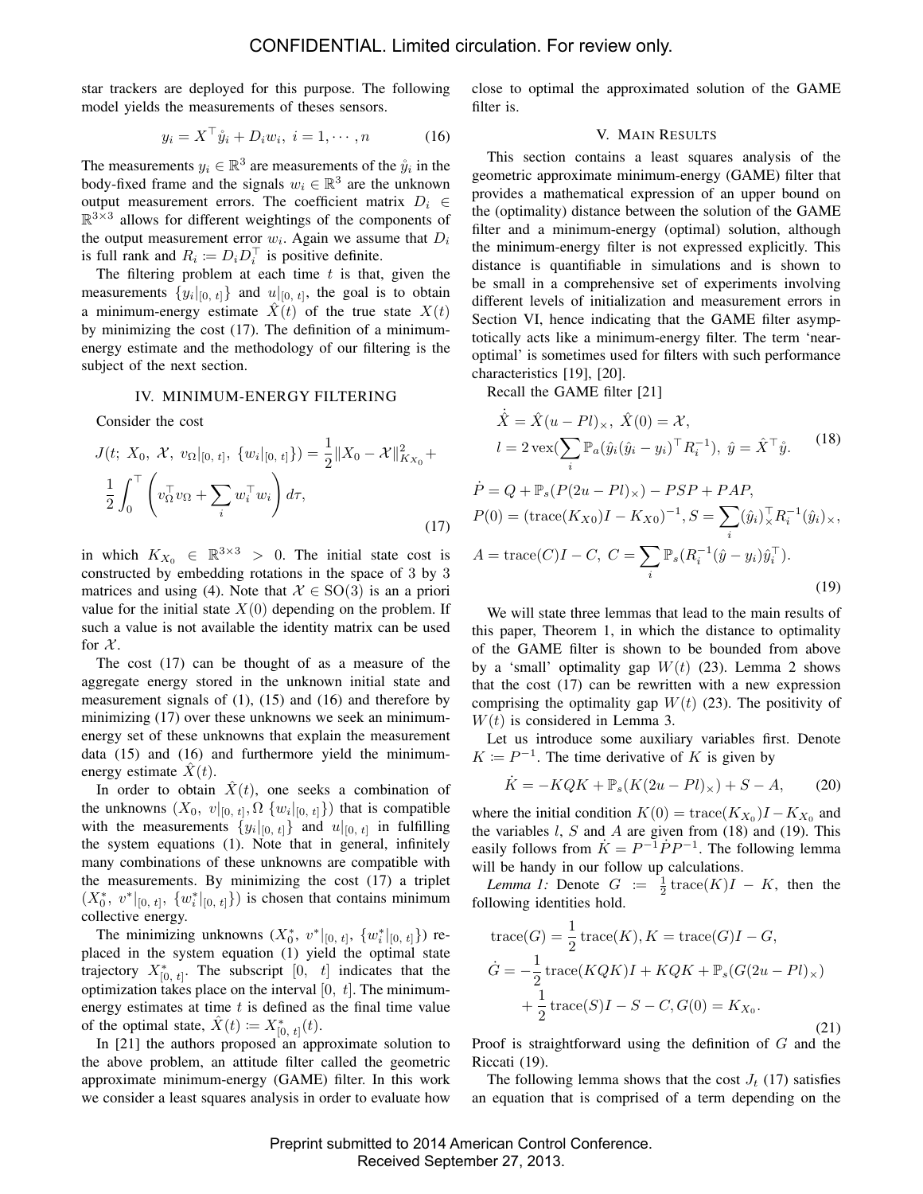star trackers are deployed for this purpose. The following model yields the measurements of theses sensors.

$$y_i = X^\top \mathring{y}_i + D_i w_i,\ i = 1, \cdots, n \tag{16}$$

The measurements $y_i \in \mathbb{R}^3$ are measurements of the $\mathring{y}_i$ in the body-fixed frame and the signals $w_i \in \mathbb{R}^3$ are the unknown output measurement errors. The coefficient matrix $D_i \in \mathbb{R}^{3\times 3}$ allows for different weightings of the components of the output measurement error $w_i$. Again we assume that $D_i$ is full rank and $R_i := D_i D_i^\top$ is positive definite.

The filtering problem at each time $t$ is that, given the measurements $\{y_i|_{[0,\ t]}\}$ and $u|_{[0,\ t]}$, the goal is to obtain a minimum-energy estimate $\hat{X}(t)$ of the true state $X(t)$ by minimizing the cost (17). The definition of a minimum-energy estimate and the methodology of our filtering is the subject of the next section.

## IV. MINIMUM-ENERGY FILTERING

Consider the cost

$$J(t;\ X_0,\ \mathcal{X},\ v_\Omega|_{[0,\ t]},\ \{w_i|_{[0,\ t]}\}) = \frac{1}{2}\|X_0 - \mathcal{X}\|^2_{K_{X_0}} + \frac{1}{2}\int_0^\top \left( v_\Omega^\top v_\Omega + \sum_i w_i^\top w_i \right) d\tau, \tag{17}$$

in which $K_{X_0} \in \mathbb{R}^{3\times 3} > 0$. The initial state cost is constructed by embedding rotations in the space of 3 by 3 matrices and using (4). Note that $\mathcal{X} \in \mathrm{SO}(3)$ is an a priori value for the initial state $X(0)$ depending on the problem. If such a value is not available the identity matrix can be used for $\mathcal{X}$.

The cost (17) can be thought of as a measure of the aggregate energy stored in the unknown initial state and measurement signals of (1), (15) and (16) and therefore by minimizing (17) over these unknowns we seek an minimum-energy set of these unknowns that explain the measurement data (15) and (16) and furthermore yield the minimum-energy estimate $\hat{X}(t)$.

In order to obtain $\hat{X}(t)$, one seeks a combination of the unknowns $(X_0,\ v|_{[0,\ t]}, \Omega\ \{w_i|_{[0,\ t]}\})$ that is compatible with the measurements $\{y_i|_{[0,\ t]}\}$ and $u|_{[0,\ t]}$ in fulfilling the system equations (1). Note that in general, infinitely many combinations of these unknowns are compatible with the measurements. By minimizing the cost (17) a triplet $(X_0^*,\ v^*|_{[0,\ t]},\ \{w_i^*|_{[0,\ t]}\})$ is chosen that contains minimum collective energy.

The minimizing unknowns $(X_0^*,\ v^*|_{[0,\ t]},\ \{w_i^*|_{[0,\ t]}\})$ replaced in the system equation (1) yield the optimal state trajectory $X^*_{[0,\ t]}$. The subscript $[0,\ t]$ indicates that the optimization takes place on the interval $[0,\ t]$. The minimum-energy estimates at time $t$ is defined as the final time value of the optimal state, $\hat{X}(t) := X^*_{[0,\ t]}(t)$.

In [21] the authors proposed an approximate solution to the above problem, an attitude filter called the geometric approximate minimum-energy (GAME) filter. In this work we consider a least squares analysis in order to evaluate how close to optimal the approximated solution of the GAME filter is.

## V. MAIN RESULTS

This section contains a least squares analysis of the geometric approximate minimum-energy (GAME) filter that provides a mathematical expression of an upper bound on the (optimality) distance between the solution of the GAME filter and a minimum-energy (optimal) solution, although the minimum-energy filter is not expressed explicitly. This distance is quantifiable in simulations and is shown to be small in a comprehensive set of experiments involving different levels of initialization and measurement errors in Section VI, hence indicating that the GAME filter asymptotically acts like a minimum-energy filter. The term 'near-optimal' is sometimes used for filters with such performance characteristics [19], [20].

Recall the GAME filter [21]

$$\begin{aligned} \dot{\hat{X}} &= \hat{X}(u - Pl)_\times,\ \hat{X}(0) = \mathcal{X}, \\ l &= 2\,\mathrm{vex}(\sum_i \mathbb{P}_a(\hat{y}_i(\hat{y}_i - y_i)^\top R_i^{-1}),\ \hat{y} = \hat{X}^\top \mathring{y}. \end{aligned} \tag{18}$$

$$\begin{aligned} \dot{P} &= Q + \mathbb{P}_s(P(2u - Pl)_\times) - PSP + PAP, \\ P(0) &= (\mathrm{trace}(K_{X0})I - K_{X0})^{-1}, S = \sum_i (\hat{y}_i)_\times^\top R_i^{-1}(\hat{y}_i)_\times, \\ A &= \mathrm{trace}(C)I - C,\ C = \sum_i \mathbb{P}_s(R_i^{-1}(\hat{y} - y_i)\hat{y}_i^\top). \end{aligned} \tag{19}$$

We will state three lemmas that lead to the main results of this paper, Theorem 1, in which the distance to optimality of the GAME filter is shown to be bounded from above by a 'small' optimality gap $W(t)$ (23). Lemma 2 shows that the cost (17) can be rewritten with a new expression comprising the optimality gap $W(t)$ (23). The positivity of $W(t)$ is considered in Lemma 3.

Let us introduce some auxiliary variables first. Denote $K := P^{-1}$. The time derivative of $K$ is given by

$$\dot{K} = -KQK + \mathbb{P}_s(K(2u - Pl)_\times) + S - A, \tag{20}$$

where the initial condition $K(0) = \mathrm{trace}(K_{X_0})I - K_{X_0}$ and the variables $l$, $S$ and $A$ are given from (18) and (19). This easily follows from $\dot{K} = P^{-1}\dot{P}P^{-1}$. The following lemma will be handy in our follow up calculations.

*Lemma 1:* Denote $G := \frac{1}{2}\mathrm{trace}(K)I - K$, then the following identities hold.

$$\begin{aligned} \mathrm{trace}(G) &= \frac{1}{2}\mathrm{trace}(K), K = \mathrm{trace}(G)I - G, \\ \dot{G} &= -\frac{1}{2}\mathrm{trace}(KQK)I + KQK + \mathbb{P}_s(G(2u - Pl)_\times) \\ &\quad + \frac{1}{2}\mathrm{trace}(S)I - S - C, G(0) = K_{X_0}. \end{aligned} \tag{21}$$

Proof is straightforward using the definition of $G$ and the Riccati (19).

The following lemma shows that the cost $J_t$ (17) satisfies an equation that is comprised of a term depending on the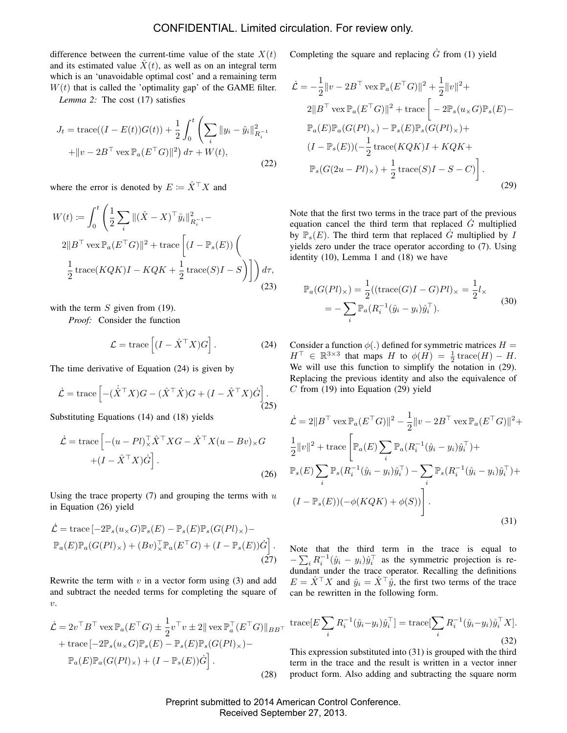difference between the current-time value of the state $X(t)$ and its estimated value $\hat{X}(t)$, as well as on an integral term which is an 'unavoidable optimal cost' and a remaining term $W(t)$ that is called the 'optimality gap' of the GAME filter.

*Lemma 2:* The cost (17) satisfies

$$
J_t = \operatorname{trace}((I - E(t))G(t)) + \frac{1}{2}\int_0^t \left( \sum_i \|y_i - \hat{y}_i\|^2_{R_i^{-1}} + \|v - 2B^\top \operatorname{vex}\mathbb{P}_a(E^\top G)\|^2 \right) d\tau + W(t), \tag{22}
$$

where the error is denoted by $E \coloneqq \hat{X}^\top X$ and

$$
W(t) \coloneqq \int_0^t \left( \frac{1}{2}\sum_i \|(\hat{X} - X)^\top \mathring{y}_i\|^2_{R_i^{-1}} - 2\|B^\top \operatorname{vex}\mathbb{P}_a(E^\top G)\|^2 + \operatorname{trace}\left[ (I - \mathbb{P}_s(E)) \left( \frac{1}{2}\operatorname{trace}(KQK)I - KQK + \frac{1}{2}\operatorname{trace}(S)I - S \right) \right] \right) d\tau, \tag{23}
$$

with the term $S$ given from (19).

*Proof:* Consider the function

$$
\mathcal{L} = \operatorname{trace}\left[ (I - \hat{X}^\top X)G \right]. \tag{24}
$$

The time derivative of Equation (24) is given by

$$
\dot{\mathcal{L}} = \operatorname{trace}\left[ -(\dot{\hat{X}}^\top X)G - (\hat{X}^\top \dot{X})G + (I - \hat{X}^\top X)\dot{G} \right]. \tag{25}
$$

Substituting Equations (14) and (18) yields

$$
\dot{\mathcal{L}} = \operatorname{trace}\Big[ -(u - Pl)_\times^\top \hat{X}^\top X G - \hat{X}^\top X (u - Bv)_\times G + (I - \hat{X}^\top X)\dot{G} \Big]. \tag{26}
$$

Using the trace property (7) and grouping the terms with $u$ in Equation (26) yield

$$
\dot{\mathcal{L}} = \operatorname{trace}\big[ -2\mathbb{P}_s(u_\times G)\mathbb{P}_s(E) - \mathbb{P}_s(E)\mathbb{P}_s(G(Pl)_\times) - \mathbb{P}_a(E)\mathbb{P}_a(G(Pl)_\times) + (Bv)_\times^\top \mathbb{P}_a(E^\top G) + (I - \mathbb{P}_s(E))\dot{G} \big]. \tag{27}
$$

Rewrite the term with $v$ in a vector form using (3) and add and subtract the needed terms for completing the square of $v$.

$$
\dot{\mathcal{L}} = 2v^\top B^\top \operatorname{vex}\mathbb{P}_a(E^\top G) \pm \frac{1}{2}v^\top v \pm 2\|\operatorname{vex}\mathbb{P}_a^\top(E^\top G)\|_{BB^\top} + \operatorname{trace}\big[ -2\mathbb{P}_s(u_\times G)\mathbb{P}_s(E) - \mathbb{P}_s(E)\mathbb{P}_s(G(Pl)_\times) - \mathbb{P}_a(E)\mathbb{P}_a(G(Pl)_\times) + (I - \mathbb{P}_s(E))\dot{G} \big]. \tag{28}
$$

Completing the square and replacing $\dot{G}$ from (1) yield

$$
\dot{\mathcal{L}} = -\frac{1}{2}\|v - 2B^\top \operatorname{vex}\mathbb{P}_a(E^\top G)\|^2 + \frac{1}{2}\|v\|^2 + 2\|B^\top \operatorname{vex}\mathbb{P}_a(E^\top G)\|^2 + \operatorname{trace}\Big[ -2\mathbb{P}_s(u_\times G)\mathbb{P}_s(E) - \mathbb{P}_a(E)\mathbb{P}_a(G(Pl)_\times) - \mathbb{P}_s(E)\mathbb{P}_s(G(Pl)_\times) + (I - \mathbb{P}_s(E))(-\frac{1}{2}\operatorname{trace}(KQK)I + KQK + \mathbb{P}_s(G(2u - Pl)_\times) + \frac{1}{2}\operatorname{trace}(S)I - S - C) \Big]. \tag{29}
$$

Note that the first two terms in the trace part of the previous equation cancel the third term that replaced $\dot{G}$ multiplied by $\mathbb{P}_s(E)$. The third term that replaced $\dot{G}$ multiplied by $I$ yields zero under the trace operator according to (7). Using identity (10), Lemma 1 and (18) we have

$$
\mathbb{P}_a(G(Pl)_\times) = \frac{1}{2}((\operatorname{trace}(G)I - G)Pl)_\times = \frac{1}{2}l_\times = -\sum_i \mathbb{P}_a(R_i^{-1}(\hat{y}_i - y_i)\hat{y}_i^\top). \tag{30}
$$

Consider a function $\phi(.)$ defined for symmetric matrices $H = H^\top \in \mathbb{R}^{3\times3}$ that maps $H$ to $\phi(H) = \frac{1}{2}\operatorname{trace}(H) - H$. We will use this function to simplify the notation in (29). Replacing the previous identity and also the equivalence of $C$ from (19) into Equation (29) yield

$$
\dot{\mathcal{L}} = 2\|B^\top \operatorname{vex}\mathbb{P}_a(E^\top G)\|^2 - \frac{1}{2}\|v - 2B^\top \operatorname{vex}\mathbb{P}_a(E^\top G)\|^2 + \frac{1}{2}\|v\|^2 + \operatorname{trace}\Bigg[ \mathbb{P}_a(E)\sum_i \mathbb{P}_a(R_i^{-1}(\hat{y}_i - y_i)\hat{y}_i^\top) + \mathbb{P}_s(E)\sum_i \mathbb{P}_s(R_i^{-1}(\hat{y}_i - y_i)\hat{y}_i^\top) - \sum_i \mathbb{P}_s(R_i^{-1}(\hat{y}_i - y_i)\hat{y}_i^\top) + (I - \mathbb{P}_s(E))(-\phi(KQK) + \phi(S)) \Bigg]. \tag{31}
$$

Note that the third term in the trace is equal to $-\sum_i R_i^{-1}(\hat{y}_i - y_i)\hat{y}_i^\top$ as the symmetric projection is redundant under the trace operator. Recalling the definitions $E = \hat{X}^\top X$ and $\hat{y}_i = \hat{X}^\top \mathring{y}$, the first two terms of the trace can be rewritten in the following form.

$$
\operatorname{trace}[E\sum_i R_i^{-1}(\hat{y}_i - y_i)\hat{y}_i^\top] = \operatorname{trace}[\sum_i R_i^{-1}(\hat{y}_i - y_i)\mathring{y}_i^\top X]. \tag{32}
$$

This expression substituted into (31) is grouped with the third term in the trace and the result is written in a vector inner product form. Also adding and subtracting the square norm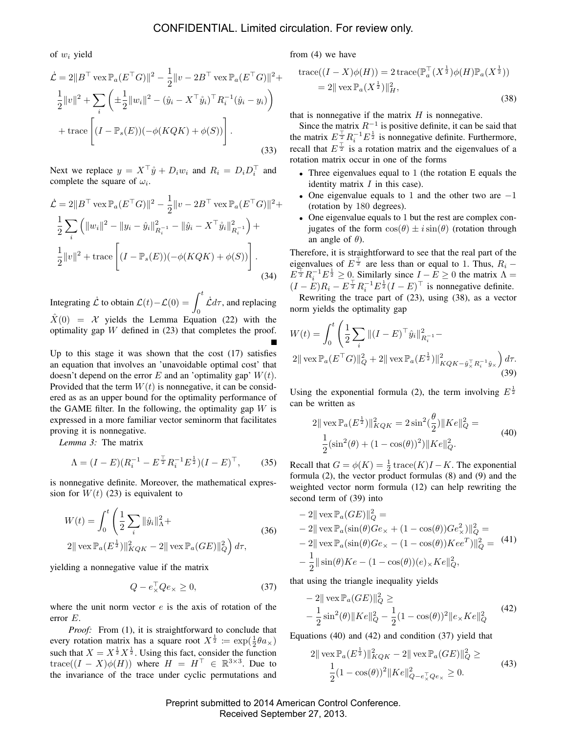of $w_i$ yield

$$
\dot{\mathcal{L}} = 2\|B^\top \operatorname{vex}\mathbb{P}_a(E^\top G)\|^2 - \frac{1}{2}\|v - 2B^\top \operatorname{vex}\mathbb{P}_a(E^\top G)\|^2 + \frac{1}{2}\|v\|^2 + \sum_i \left(\pm\frac{1}{2}\|w_i\|^2 - (\hat{y}_i - X^\top \mathring{y}_i)^\top R_i^{-1}(\hat{y}_i - y_i)\right) + \operatorname{trace}\left[(I - \mathbb{P}_s(E))(-\phi(KQK) + \phi(S))\right]. \tag{33}
$$

Next we replace $y = X^\top \mathring{y} + D_i w_i$ and $R_i = D_i D_i^\top$ and complete the square of $\omega_i$.

$$
\dot{\mathcal{L}} = 2\|B^\top \operatorname{vex}\mathbb{P}_a(E^\top G)\|^2 - \frac{1}{2}\|v - 2B^\top \operatorname{vex}\mathbb{P}_a(E^\top G)\|^2 + \frac{1}{2}\sum_i \left(\|w_i\|^2 - \|y_i - \hat{y}_i\|^2_{R_i^{-1}} - \|\hat{y}_i - X^\top \mathring{y}_i\|^2_{R_i^{-1}}\right) + \frac{1}{2}\|v\|^2 + \operatorname{trace}\left[(I - \mathbb{P}_s(E))(-\phi(KQK) + \phi(S))\right]. \tag{34}
$$

Integrating $\dot{\mathcal{L}}$ to obtain $\mathcal{L}(t) - \mathcal{L}(0) = \int_0^t \dot{\mathcal{L}} d\tau$, and replacing $\hat{X}(0) = \mathcal{X}$ yields the Lemma Equation (22) with the optimality gap $W$ defined in (23) that completes the proof. ∎

Up to this stage it was shown that the cost (17) satisfies an equation that involves an 'unavoidable optimal cost' that doesn't depend on the error $E$ and an 'optimality gap' $W(t)$. Provided that the term $W(t)$ is nonnegative, it can be considered as as an upper bound for the optimality performance of the GAME filter. In the following, the optimality gap $W$ is expressed in a more familiar vector seminorm that facilitates proving it is nonnegative.

*Lemma 3:* The matrix

$$
\Lambda = (I - E)(R_i^{-1} - E^{\frac{\top}{2}} R_i^{-1} E^{\frac{1}{2}})(I - E)^\top, \tag{35}
$$

is nonnegative definite. Moreover, the mathematical expression for $W(t)$ (23) is equivalent to

$$
W(t) = \int_0^t \left(\frac{1}{2}\sum_i \|\hat{y}_i\|^2_\Lambda + 2\|\operatorname{vex}\mathbb{P}_a(E^{\frac{1}{2}})\|^2_{KQK} - 2\|\operatorname{vex}\mathbb{P}_a(GE)\|^2_Q\right) d\tau, \tag{36}
$$

yielding a nonnegative value if the matrix

$$
Q - e_\times^\top Q e_\times \geq 0, \tag{37}
$$

where the unit norm vector $e$ is the axis of rotation of the error $E$.

*Proof:* From (1), it is straightforward to conclude that every rotation matrix has a square root $X^{\frac{1}{2}} := \exp(\frac{1}{2}\theta a_\times)$ such that $X = X^{\frac{1}{2}} X^{\frac{1}{2}}$. Using this fact, consider the function $\operatorname{trace}((I - X)\phi(H))$ where $H = H^\top \in \mathbb{R}^{3\times 3}$. Due to the invariance of the trace under cyclic permutations and from (4) we have

$$
\operatorname{trace}((I - X)\phi(H)) = 2\operatorname{trace}(\mathbb{P}_a^\top(X^{\frac{1}{2}})\phi(H)\mathbb{P}_a(X^{\frac{1}{2}})) = 2\|\operatorname{vex}\mathbb{P}_a(X^{\frac{1}{2}})\|^2_H, \tag{38}
$$

that is nonnegative if the matrix $H$ is nonnegative.

Since the matrix $R^{-1}$ is positive definite, it can be said that the matrix $E^{\frac{\top}{2}} R_i^{-1} E^{\frac{1}{2}}$ is nonnegative definite. Furthermore, recall that $E^{\frac{\top}{2}}$ is a rotation matrix and the eigenvalues of a rotation matrix occur in one of the forms

- Three eigenvalues equal to 1 (the rotation E equals the identity matrix $I$ in this case).
- One eigenvalue equals to 1 and the other two are $-1$ (rotation by 180 degrees).
- One eigenvalue equals to 1 but the rest are complex conjugates of the form $\cos(\theta) \pm i\sin(\theta)$ (rotation through an angle of $\theta$).

Therefore, it is straightforward to see that the real part of the eigenvalues of $E^{\frac{\top}{2}}$ are less than or equal to 1. Thus, $R_i - E^{\frac{\top}{2}} R_i^{-1} E^{\frac{1}{2}} \geq 0$. Similarly since $I - E \geq 0$ the matrix $\Lambda = (I - E)R_i - E^{\frac{\top}{2}} R_i^{-1} E^{\frac{1}{2}}(I - E)^\top$ is nonnegative definite.

Rewriting the trace part of (23), using (38), as a vector norm yields the optimality gap

$$
W(t) = \int_0^t \left(\frac{1}{2}\sum_i \|(I - E)^\top \hat{y}_i\|^2_{R_i^{-1}} - 2\|\operatorname{vex}\mathbb{P}_a(E^\top G)\|^2_Q + 2\|\operatorname{vex}\mathbb{P}_a(E^{\frac{1}{2}})\|^2_{KQK - \hat{y}_\times^\top R_i^{-1} \hat{y}_\times}\right) d\tau. \tag{39}
$$

Using the exponential formula (2), the term involving $E^{\frac{1}{2}}$ can be written as

$$
2\|\operatorname{vex}\mathbb{P}_a(E^{\frac{1}{2}})\|^2_{KQK} = 2\sin^2(\frac{\theta}{2})\|Ke\|^2_Q = \frac{1}{2}(\sin^2(\theta) + (1 - \cos(\theta))^2)\|Ke\|^2_Q. \tag{40}
$$

Recall that $G = \phi(K) = \frac{1}{2}\operatorname{trace}(K)I - K$. The exponential formula (2), the vector product formulas (8) and (9) and the weighted vector norm formula (12) can help rewriting the second term of (39) into

$$
\begin{aligned}
&-2\|\operatorname{vex}\mathbb{P}_a(GE)\|^2_Q = \\
&-2\|\operatorname{vex}\mathbb{P}_a(\sin(\theta)Ge_\times + (1 - \cos(\theta))Ge_\times^2)\|^2_Q = \\
&-2\|\operatorname{vex}\mathbb{P}_a(\sin(\theta)Ge_\times - (1 - \cos(\theta))Kee^T)\|^2_Q = \\
&-\frac{1}{2}\|\sin(\theta)Ke - (1 - \cos(\theta))(e)_\times Ke\|^2_Q,
\end{aligned} \tag{41}
$$

that using the triangle inequality yields

$$
-2\|\operatorname{vex}\mathbb{P}_a(GE)\|^2_Q \geq -\frac{1}{2}\sin^2(\theta)\|Ke\|^2_Q - \frac{1}{2}(1 - \cos(\theta))^2\|e_\times Ke\|^2_Q \tag{42}
$$

Equations (40) and (42) and condition (37) yield that

$$
2\|\operatorname{vex}\mathbb{P}_a(E^{\frac{1}{2}})\|^2_{KQK} - 2\|\operatorname{vex}\mathbb{P}_a(GE)\|^2_Q \geq \frac{1}{2}(1 - \cos(\theta))^2\|Ke\|^2_{Q - e_\times^\top Q e_\times} \geq 0. \tag{43}
$$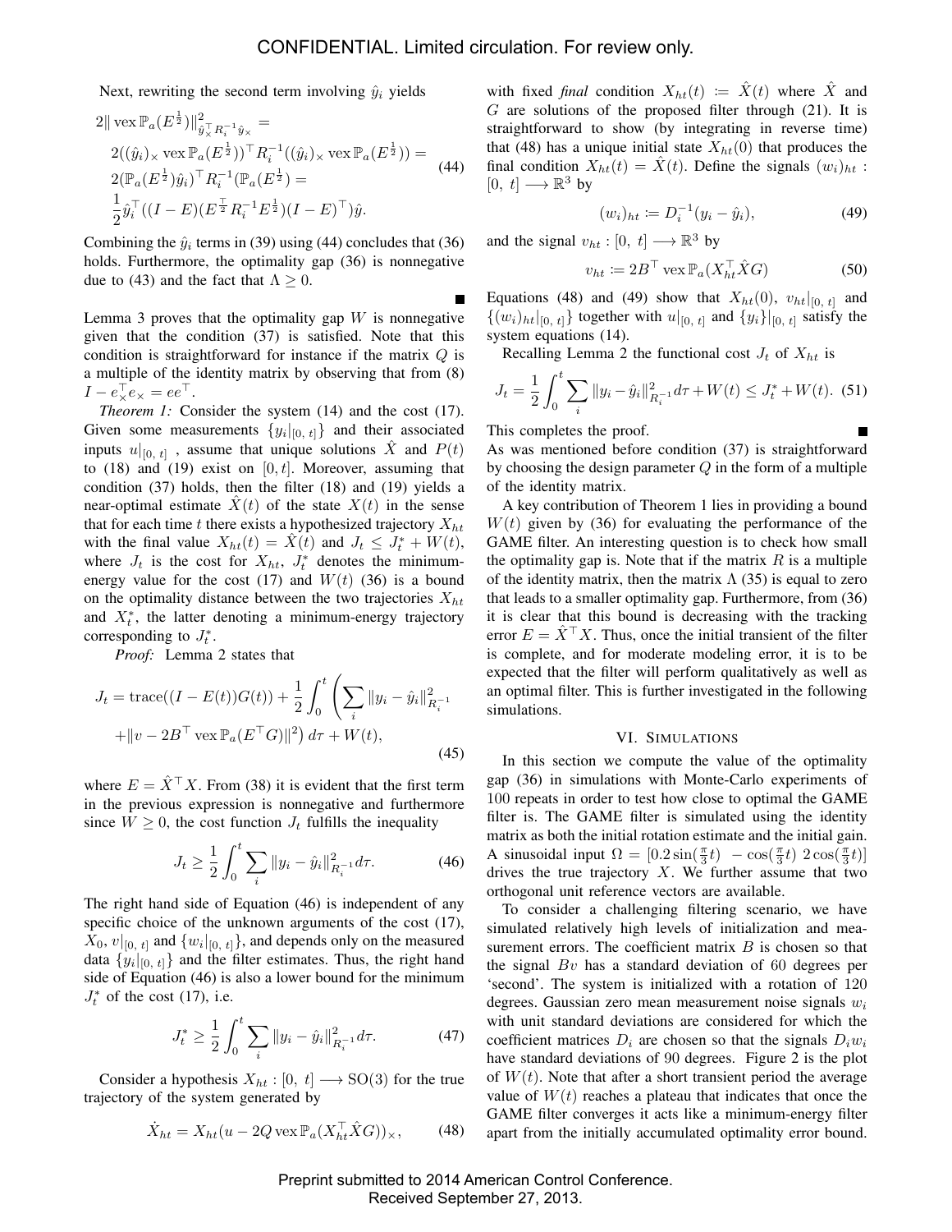Next, rewriting the second term involving $\hat{y}_i$ yields

$$
\begin{aligned}
&2\|\operatorname{vex}\mathbb{P}_a(E^{\frac{1}{2}})\|^2_{\hat{y}_\times^\top R_i^{-1}\hat{y}_\times} = \\
&2((\hat{y}_i)_\times \operatorname{vex}\mathbb{P}_a(E^{\frac{1}{2}}))^\top R_i^{-1}((\hat{y}_i)_\times \operatorname{vex}\mathbb{P}_a(E^{\frac{1}{2}})) = \\
&2(\mathbb{P}_a(E^{\frac{1}{2}})\hat{y}_i)^\top R_i^{-1}(\mathbb{P}_a(E^{\frac{1}{2}}) = \\
&\frac{1}{2}\hat{y}_i^\top((I-E)(E^{\frac{\top}{2}}R_i^{-1}E^{\frac{1}{2}})(I-E)^\top)\hat{y}.
\end{aligned} \tag{44}
$$

Combining the $\hat{y}_i$ terms in (39) using (44) concludes that (36) holds. Furthermore, the optimality gap (36) is nonnegative due to (43) and the fact that $\Lambda \geq 0$. ∎

Lemma 3 proves that the optimality gap $W$ is nonnegative given that the condition (37) is satisfied. Note that this condition is straightforward for instance if the matrix $Q$ is a multiple of the identity matrix by observing that from (8) $I - e_\times^\top e_\times = ee^\top$.

*Theorem 1:* Consider the system (14) and the cost (17). Given some measurements $\{y_i|_{[0,\,t]}\}$ and their associated inputs $u|_{[0,\,t]}$ , assume that unique solutions $\hat{X}$ and $P(t)$ to (18) and (19) exist on $[0, t]$. Moreover, assuming that condition (37) holds, then the filter (18) and (19) yields a near-optimal estimate $\hat{X}(t)$ of the state $X(t)$ in the sense that for each time $t$ there exists a hypothesized trajectory $X_{ht}$ with the final value $X_{ht}(t) = \hat{X}(t)$ and $J_t \leq J_t^* + W(t)$, where $J_t$ is the cost for $X_{ht}$, $J_t^*$ denotes the minimum-energy value for the cost (17) and $W(t)$ (36) is a bound on the optimality distance between the two trajectories $X_{ht}$ and $X_t^*$, the latter denoting a minimum-energy trajectory corresponding to $J_t^*$.

*Proof:* Lemma 2 states that

$$
\begin{aligned}
J_t = \operatorname{trace}((I - E(t))G(t)) + \frac{1}{2}\int_0^t \Bigg( \sum_i \|y_i - \hat{y}_i\|^2_{R_i^{-1}} \\
+ \|v - 2B^\top \operatorname{vex}\mathbb{P}_a(E^\top G)\|^2\Big)\, d\tau + W(t),
\end{aligned} \tag{45}
$$

where $E = \hat{X}^\top X$. From (38) it is evident that the first term in the previous expression is nonnegative and furthermore since $W \geq 0$, the cost function $J_t$ fulfills the inequality

$$
J_t \geq \frac{1}{2}\int_0^t \sum_i \|y_i - \hat{y}_i\|^2_{R_i^{-1}} d\tau. \tag{46}
$$

The right hand side of Equation (46) is independent of any specific choice of the unknown arguments of the cost (17), $X_0$, $v|_{[0,\,t]}$ and $\{w_i|_{[0,\,t]}\}$, and depends only on the measured data $\{y_i|_{[0,\,t]}\}$ and the filter estimates. Thus, the right hand side of Equation (46) is also a lower bound for the minimum $J_t^*$ of the cost (17), i.e.

$$
J_t^* \geq \frac{1}{2}\int_0^t \sum_i \|y_i - \hat{y}_i\|^2_{R_i^{-1}} d\tau. \tag{47}
$$

Consider a hypothesis $X_{ht} : [0,\, t] \longrightarrow \mathrm{SO}(3)$ for the true trajectory of the system generated by

$$
\dot{X}_{ht} = X_{ht}(u - 2Q\operatorname{vex}\mathbb{P}_a(X_{ht}^\top \hat{X}G))_\times, \tag{48}
$$

with fixed *final* condition $X_{ht}(t) := \hat{X}(t)$ where $\hat{X}$ and $G$ are solutions of the proposed filter through (21). It is straightforward to show (by integrating in reverse time) that (48) has a unique initial state $X_{ht}(0)$ that produces the final condition $X_{ht}(t) = \hat{X}(t)$. Define the signals $(w_i)_{ht}$ : $[0,\, t] \longrightarrow \mathbb{R}^3$ by

$$
(w_i)_{ht} := D_i^{-1}(y_i - \hat{y}_i), \tag{49}
$$

and the signal $v_{ht} : [0,\, t] \longrightarrow \mathbb{R}^3$ by

$$
v_{ht} := 2B^\top \operatorname{vex}\mathbb{P}_a(X_{ht}^\top \hat{X}G) \tag{50}
$$

Equations (48) and (49) show that $X_{ht}(0)$, $v_{ht}|_{[0,\,t]}$ and $\{(w_i)_{ht}|_{[0,\,t]}\}$ together with $u|_{[0,\,t]}$ and $\{y_i\}|_{[0,\,t]}$ satisfy the system equations (14).

Recalling Lemma 2 the functional cost $J_t$ of $X_{ht}$ is

$$
J_t = \frac{1}{2}\int_0^t \sum_i \|y_i - \hat{y}_i\|^2_{R_i^{-1}} d\tau + W(t) \leq J_t^* + W(t). \tag{51}
$$

This completes the proof. ∎

As was mentioned before condition (37) is straightforward by choosing the design parameter $Q$ in the form of a multiple of the identity matrix.

A key contribution of Theorem 1 lies in providing a bound $W(t)$ given by (36) for evaluating the performance of the GAME filter. An interesting question is to check how small the optimality gap is. Note that if the matrix $R$ is a multiple of the identity matrix, then the matrix $\Lambda$ (35) is equal to zero that leads to a smaller optimality gap. Furthermore, from (36) it is clear that this bound is decreasing with the tracking error $E = \hat{X}^\top X$. Thus, once the initial transient of the filter is complete, and for moderate modeling error, it is to be expected that the filter will perform qualitatively as well as an optimal filter. This is further investigated in the following simulations.

## VI. Simulations

In this section we compute the value of the optimality gap (36) in simulations with Monte-Carlo experiments of 100 repeats in order to test how close to optimal the GAME filter is. The GAME filter is simulated using the identity matrix as both the initial rotation estimate and the initial gain. A sinusoidal input $\Omega = [0.2\sin(\frac{\pi}{3}t)\;\; -\cos(\frac{\pi}{3}t)\;\; 2\cos(\frac{\pi}{3}t)]$ drives the true trajectory $X$. We further assume that two orthogonal unit reference vectors are available.

To consider a challenging filtering scenario, we have simulated relatively high levels of initialization and measurement errors. The coefficient matrix $B$ is chosen so that the signal $Bv$ has a standard deviation of 60 degrees per 'second'. The system is initialized with a rotation of 120 degrees. Gaussian zero mean measurement noise signals $w_i$ with unit standard deviations are considered for which the coefficient matrices $D_i$ are chosen so that the signals $D_i w_i$ have standard deviations of 90 degrees. Figure 2 is the plot of $W(t)$. Note that after a short transient period the average value of $W(t)$ reaches a plateau that indicates that once the GAME filter converges it acts like a minimum-energy filter apart from the initially accumulated optimality error bound.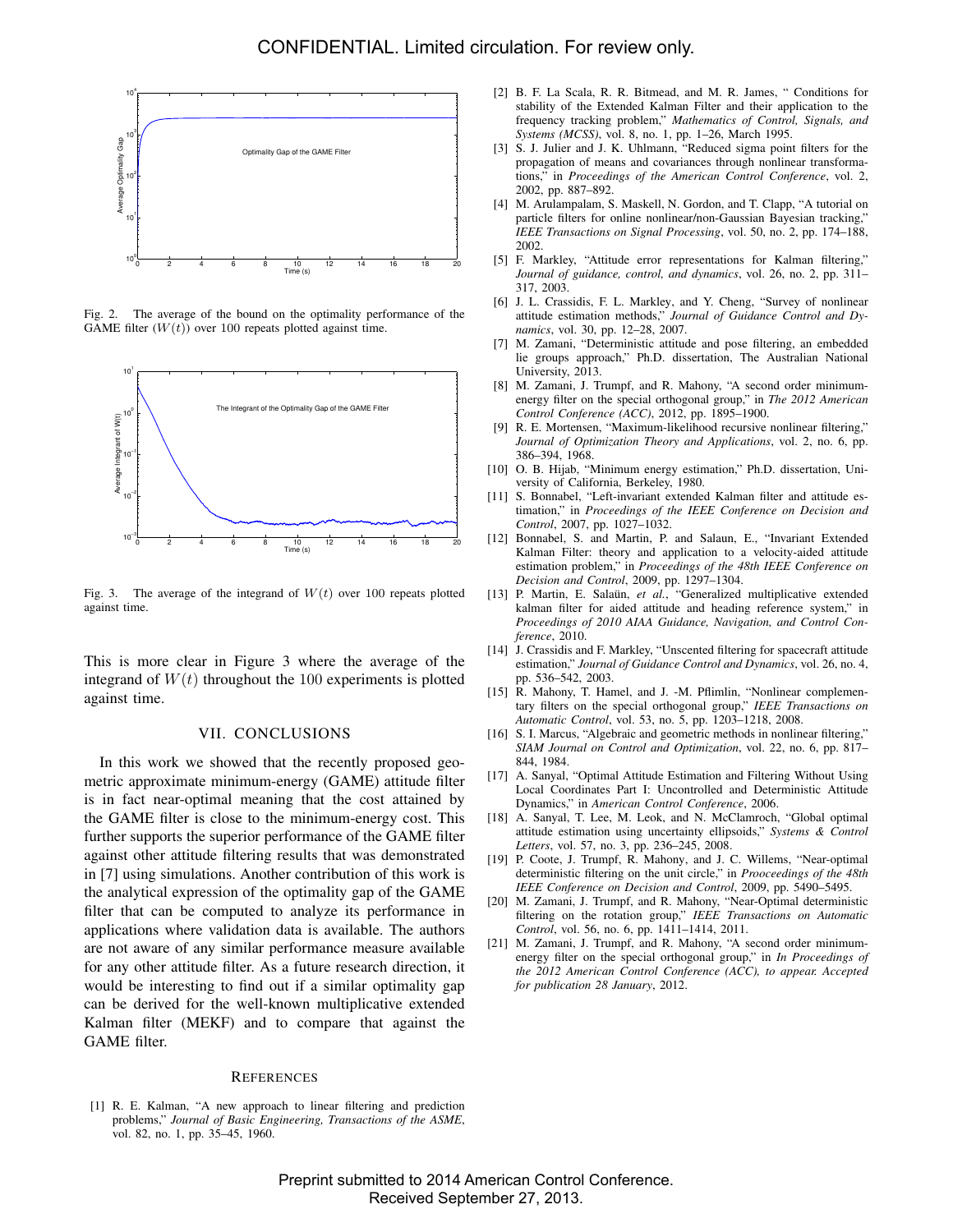$10^4$
$10^3$
$10^2$
$10^1$
$10^0$
Average Optimality Gap
Optimality Gap of the GAME Filter
0 2 4 6 8 10 12 14 16 18 20
Time (s)

Fig. 2. The average of the bound on the optimality performance of the GAME filter ($W(t)$) over 100 repeats plotted against time.

$10^1$
$10^0$
$10^{-1}$
$10^{-2}$
$10^{-3}$
Average Integrant of W(t)
The Integrant of the Optimality Gap of the GAME Filter
0 2 4 6 8 10 12 14 16 18 20
Time (s)

Fig. 3. The average of the integrand of $W(t)$ over 100 repeats plotted against time.

This is more clear in Figure 3 where the average of the integrand of $W(t)$ throughout the 100 experiments is plotted against time.

## VII. CONCLUSIONS

In this work we showed that the recently proposed geometric approximate minimum-energy (GAME) attitude filter is in fact near-optimal meaning that the cost attained by the GAME filter is close to the minimum-energy cost. This further supports the superior performance of the GAME filter against other attitude filtering results that was demonstrated in [7] using simulations. Another contribution of this work is the analytical expression of the optimality gap of the GAME filter that can be computed to analyze its performance in applications where validation data is available. The authors are not aware of any similar performance measure available for any other attitude filter. As a future research direction, it would be interesting to find out if a similar optimality gap can be derived for the well-known multiplicative extended Kalman filter (MEKF) and to compare that against the GAME filter.

## REFERENCES

[1] R. E. Kalman, "A new approach to linear filtering and prediction problems," *Journal of Basic Engineering, Transactions of the ASME*, vol. 82, no. 1, pp. 35–45, 1960.

[2] B. F. La Scala, R. R. Bitmead, and M. R. James, " Conditions for stability of the Extended Kalman Filter and their application to the frequency tracking problem," *Mathematics of Control, Signals, and Systems (MCSS)*, vol. 8, no. 1, pp. 1–26, March 1995.

[3] S. J. Julier and J. K. Uhlmann, "Reduced sigma point filters for the propagation of means and covariances through nonlinear transformations," in *Proceedings of the American Control Conference*, vol. 2, 2002, pp. 887–892.

[4] M. Arulampalam, S. Maskell, N. Gordon, and T. Clapp, "A tutorial on particle filters for online nonlinear/non-Gaussian Bayesian tracking," *IEEE Transactions on Signal Processing*, vol. 50, no. 2, pp. 174–188, 2002.

[5] F. Markley, "Attitude error representations for Kalman filtering," *Journal of guidance, control, and dynamics*, vol. 26, no. 2, pp. 311–317, 2003.

[6] J. L. Crassidis, F. L. Markley, and Y. Cheng, "Survey of nonlinear attitude estimation methods," *Journal of Guidance Control and Dynamics*, vol. 30, pp. 12–28, 2007.

[7] M. Zamani, "Deterministic attitude and pose filtering, an embedded lie groups approach," Ph.D. dissertation, The Australian National University, 2013.

[8] M. Zamani, J. Trumpf, and R. Mahony, "A second order minimum-energy filter on the special orthogonal group," in *The 2012 American Control Conference (ACC)*, 2012, pp. 1895–1900.

[9] R. E. Mortensen, "Maximum-likelihood recursive nonlinear filtering," *Journal of Optimization Theory and Applications*, vol. 2, no. 6, pp. 386–394, 1968.

[10] O. B. Hijab, "Minimum energy estimation," Ph.D. dissertation, University of California, Berkeley, 1980.

[11] S. Bonnabel, "Left-invariant extended Kalman filter and attitude estimation," in *Proceedings of the IEEE Conference on Decision and Control*, 2007, pp. 1027–1032.

[12] Bonnabel, S. and Martin, P. and Salaun, E., "Invariant Extended Kalman Filter: theory and application to a velocity-aided attitude estimation problem," in *Proceedings of the 48th IEEE Conference on Decision and Control*, 2009, pp. 1297–1304.

[13] P. Martin, E. Salaün, *et al.*, "Generalized multiplicative extended kalman filter for aided attitude and heading reference system," in *Proceedings of 2010 AIAA Guidance, Navigation, and Control Conference*, 2010.

[14] J. Crassidis and F. Markley, "Unscented filtering for spacecraft attitude estimation," *Journal of Guidance Control and Dynamics*, vol. 26, no. 4, pp. 536–542, 2003.

[15] R. Mahony, T. Hamel, and J. -M. Pflimlin, "Nonlinear complementary filters on the special orthogonal group," *IEEE Transactions on Automatic Control*, vol. 53, no. 5, pp. 1203–1218, 2008.

[16] S. I. Marcus, "Algebraic and geometric methods in nonlinear filtering," *SIAM Journal on Control and Optimization*, vol. 22, no. 6, pp. 817–844, 1984.

[17] A. Sanyal, "Optimal Attitude Estimation and Filtering Without Using Local Coordinates Part I: Uncontrolled and Deterministic Attitude Dynamics," in *American Control Conference*, 2006.

[18] A. Sanyal, T. Lee, M. Leok, and N. McClamroch, "Global optimal attitude estimation using uncertainty ellipsoids," *Systems & Control Letters*, vol. 57, no. 3, pp. 236–245, 2008.

[19] P. Coote, J. Trumpf, R. Mahony, and J. C. Willems, "Near-optimal deterministic filtering on the unit circle," in *Prooceedings of the 48th IEEE Conference on Decision and Control*, 2009, pp. 5490–5495.

[20] M. Zamani, J. Trumpf, and R. Mahony, "Near-Optimal deterministic filtering on the rotation group," *IEEE Transactions on Automatic Control*, vol. 56, no. 6, pp. 1411–1414, 2011.

[21] M. Zamani, J. Trumpf, and R. Mahony, "A second order minimum-energy filter on the special orthogonal group," in *In Proceedings of the 2012 American Control Conference (ACC), to appear. Accepted for publication 28 January*, 2012.